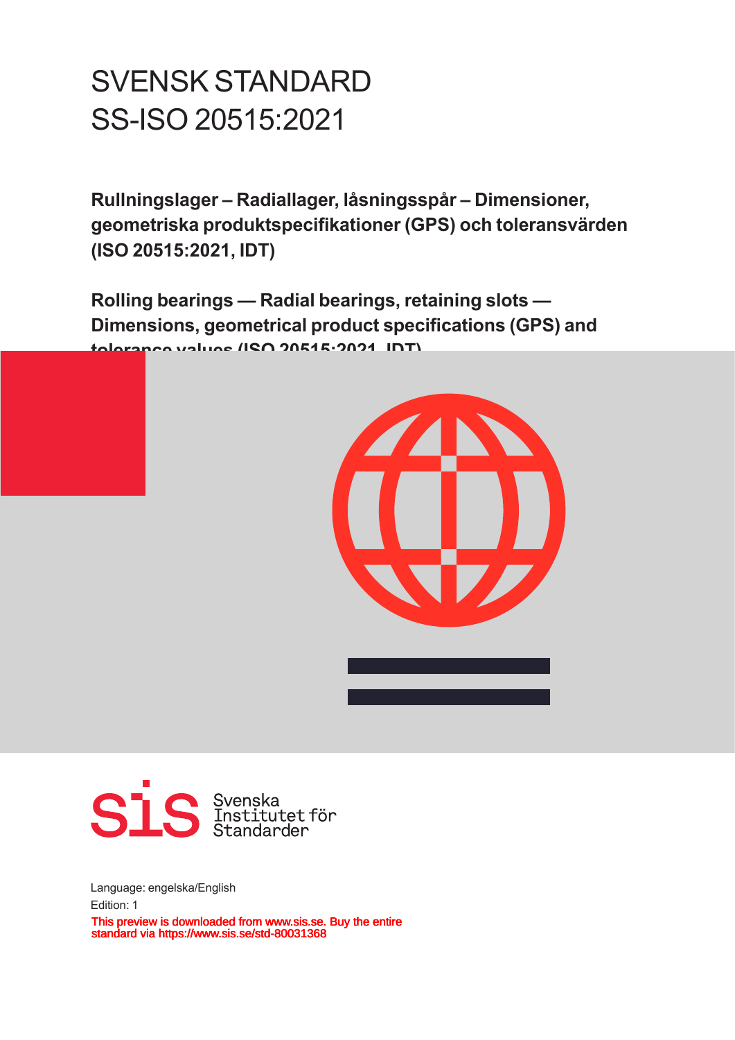# SVENSK STANDARD
# SS-ISO 20515:2021

**Rullningslager – Radiallager, låsningsspår – Dimensioner, geometriska produktspecifikationer (GPS) och toleransvärden (ISO 20515:2021, IDT)**

**Rolling bearings — Radial bearings, retaining slots — Dimensions, geometrical product specifications (GPS) and tolerance values (ISO 20515:2021, IDT)**

Svenska Institutet för Standarder

Language: engelska/English

Edition: 1

This preview is downloaded from www.sis.se. Buy the entire standard via https://www.sis.se/std-80031368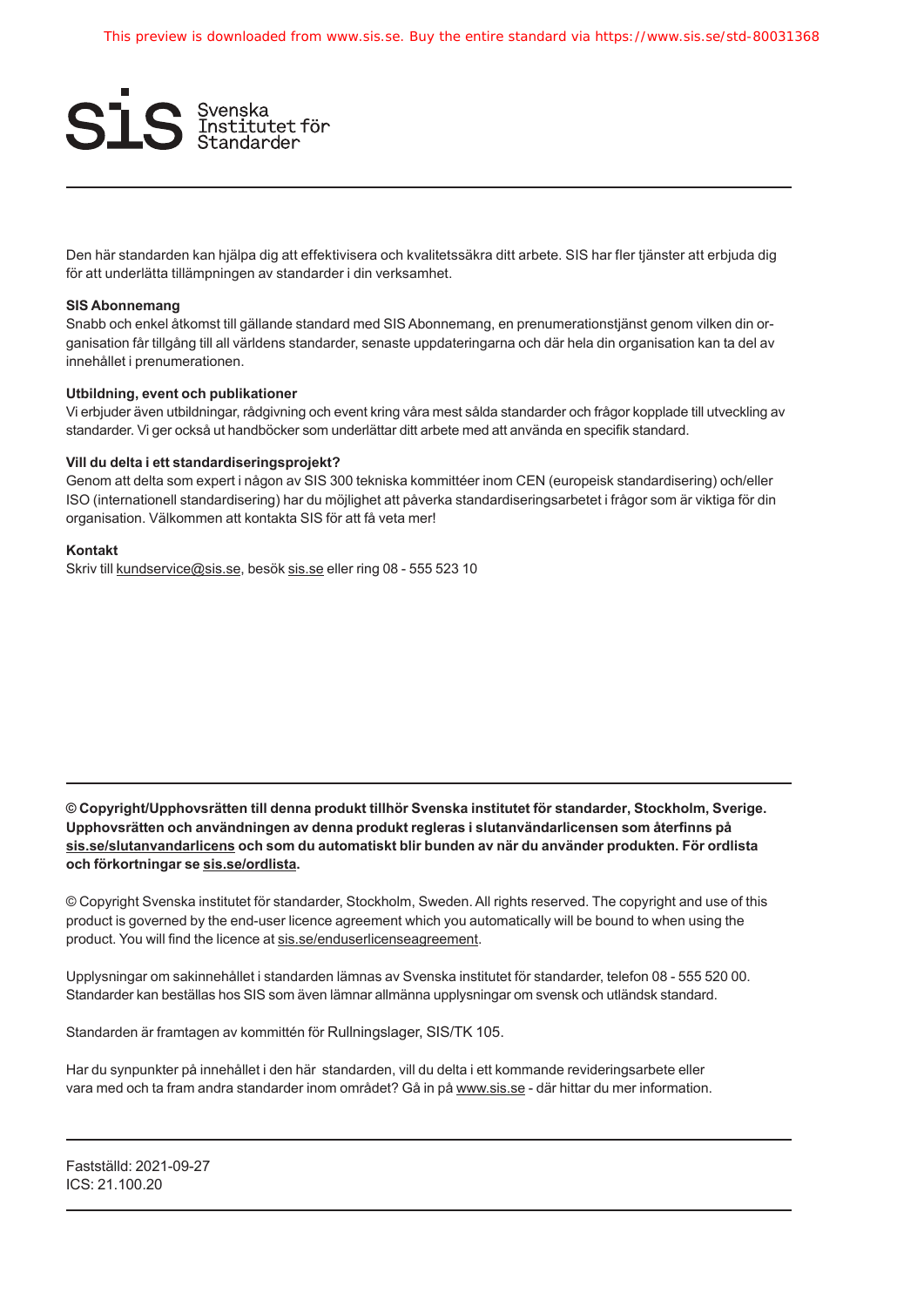Den här standarden kan hjälpa dig att effektivisera och kvalitetssäkra ditt arbete. SIS har fler tjänster att erbjuda dig för att underlätta tillämpningen av standarder i din verksamhet.

**SIS Abonnemang**
Snabb och enkel åtkomst till gällande standard med SIS Abonnemang, en prenumerationstjänst genom vilken din organisation får tillgång till all världens standarder, senaste uppdateringarna och där hela din organisation kan ta del av innehållet i prenumerationen.

**Utbildning, event och publikationer**
Vi erbjuder även utbildningar, rådgivning och event kring våra mest sålda standarder och frågor kopplade till utveckling av standarder. Vi ger också ut handböcker som underlättar ditt arbete med att använda en specifik standard.

**Vill du delta i ett standardiseringsprojekt?**
Genom att delta som expert i någon av SIS 300 tekniska kommittéer inom CEN (europeisk standardisering) och/eller ISO (internationell standardisering) har du möjlighet att påverka standardiseringsarbetet i frågor som är viktiga för din organisation. Välkommen att kontakta SIS för att få veta mer!

**Kontakt**
Skriv till kundservice@sis.se, besök sis.se eller ring 08 - 555 523 10

**© Copyright/Upphovsrätten till denna produkt tillhör Svenska institutet för standarder, Stockholm, Sverige. Upphovsrätten och användningen av denna produkt regleras i slutanvändarlicensen som återfinns på sis.se/slutanvandarlicens och som du automatiskt blir bunden av när du använder produkten. För ordlista och förkortningar se sis.se/ordlista.**

© Copyright Svenska institutet för standarder, Stockholm, Sweden. All rights reserved. The copyright and use of this product is governed by the end-user licence agreement which you automatically will be bound to when using the product. You will find the licence at sis.se/enduserlicenseagreement.

Upplysningar om sakinnehållet i standarden lämnas av Svenska institutet för standarder, telefon 08 - 555 520 00. Standarder kan beställas hos SIS som även lämnar allmänna upplysningar om svensk och utländsk standard.

Standarden är framtagen av kommittén för Rullningslager, SIS/TK 105.

Har du synpunkter på innehållet i den här standarden, vill du delta i ett kommande revideringsarbete eller vara med och ta fram andra standarder inom området? Gå in på www.sis.se - där hittar du mer information.

Fastställd: 2021-09-27
ICS: 21.100.20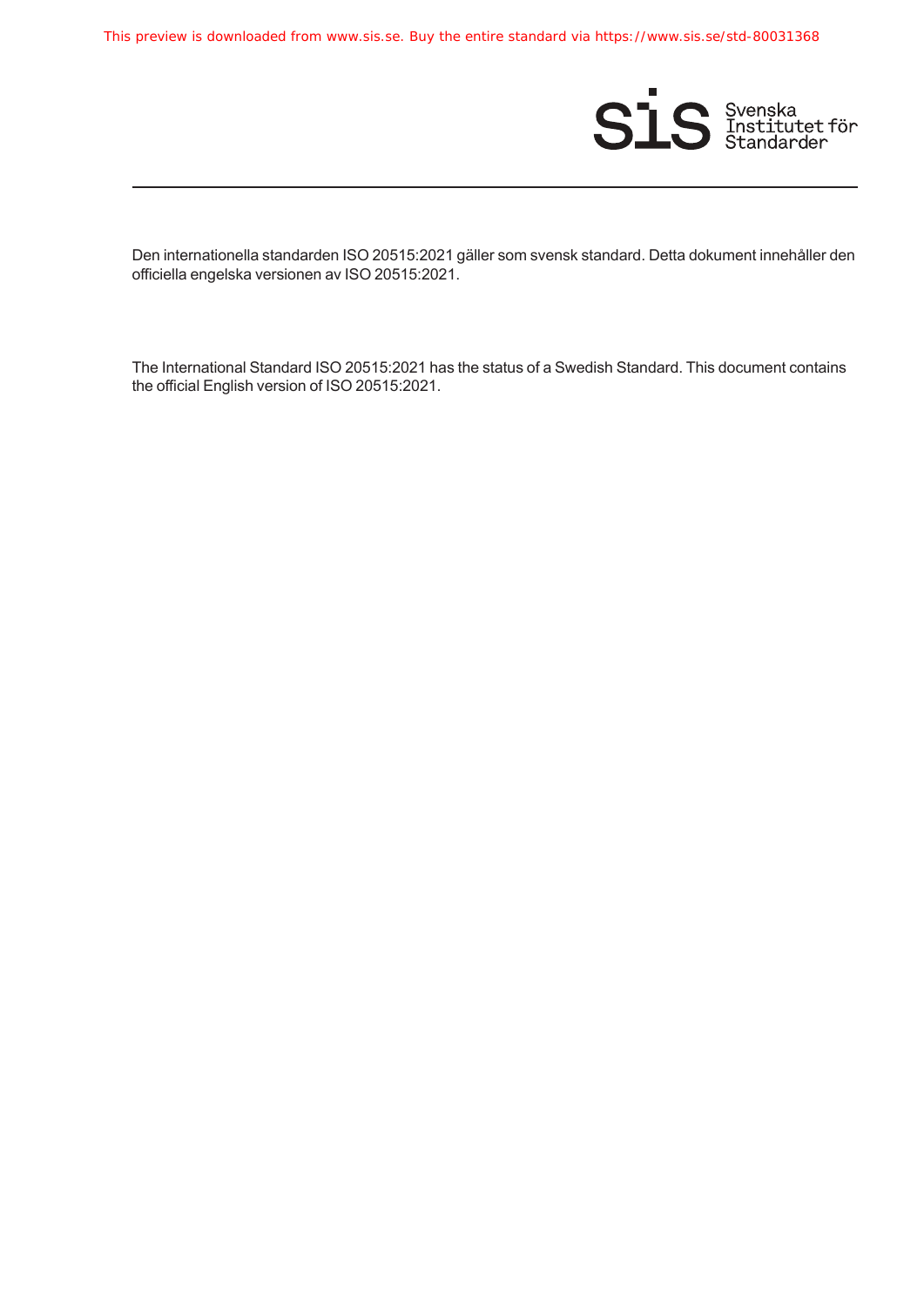Den internationella standarden ISO 20515:2021 gäller som svensk standard. Detta dokument innehåller den officiella engelska versionen av ISO 20515:2021.

The International Standard ISO 20515:2021 has the status of a Swedish Standard. This document contains the official English version of ISO 20515:2021.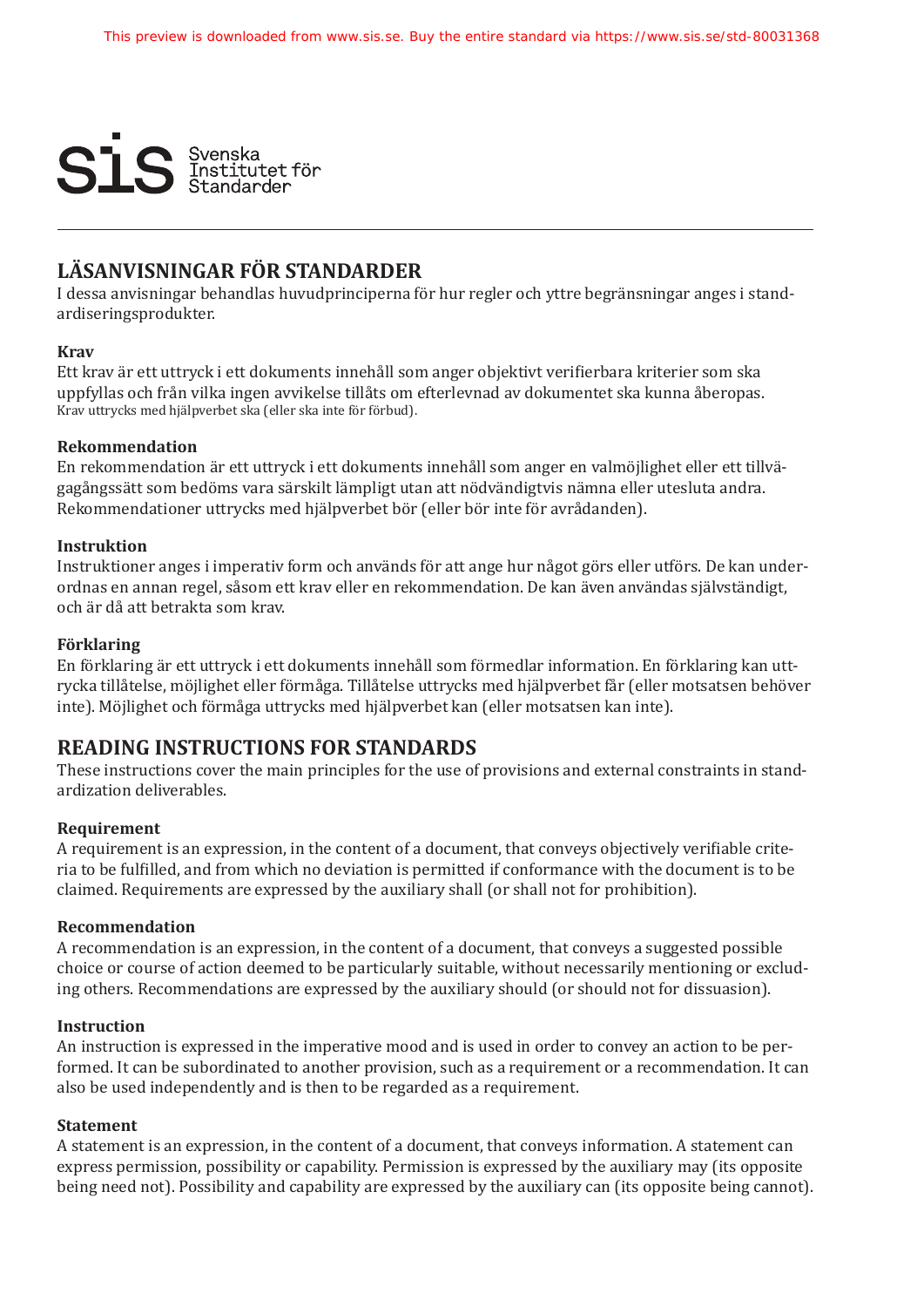# LÄSANVISNINGAR FÖR STANDARDER

I dessa anvisningar behandlas huvudprinciperna för hur regler och yttre begränsningar anges i standardiseringsprodukter.

### Krav

Ett krav är ett uttryck i ett dokuments innehåll som anger objektivt verifierbara kriterier som ska uppfyllas och från vilka ingen avvikelse tillåts om efterlevnad av dokumentet ska kunna åberopas. Krav uttrycks med hjälpverbet ska (eller ska inte för förbud).

### Rekommendation

En rekommendation är ett uttryck i ett dokuments innehåll som anger en valmöjlighet eller ett tillvägagångssätt som bedöms vara särskilt lämpligt utan att nödvändigtvis nämna eller utesluta andra. Rekommendationer uttrycks med hjälpverbet bör (eller bör inte för avrådanden).

### Instruktion

Instruktioner anges i imperativ form och används för att ange hur något görs eller utförs. De kan underordnas en annan regel, såsom ett krav eller en rekommendation. De kan även användas självständigt, och är då att betrakta som krav.

### Förklaring

En förklaring är ett uttryck i ett dokuments innehåll som förmedlar information. En förklaring kan uttrycka tillåtelse, möjlighet eller förmåga. Tillåtelse uttrycks med hjälpverbet får (eller motsatsen behöver inte). Möjlighet och förmåga uttrycks med hjälpverbet kan (eller motsatsen kan inte).

# READING INSTRUCTIONS FOR STANDARDS

These instructions cover the main principles for the use of provisions and external constraints in standardization deliverables.

### Requirement

A requirement is an expression, in the content of a document, that conveys objectively verifiable criteria to be fulfilled, and from which no deviation is permitted if conformance with the document is to be claimed. Requirements are expressed by the auxiliary shall (or shall not for prohibition).

### Recommendation

A recommendation is an expression, in the content of a document, that conveys a suggested possible choice or course of action deemed to be particularly suitable, without necessarily mentioning or excluding others. Recommendations are expressed by the auxiliary should (or should not for dissuasion).

### Instruction

An instruction is expressed in the imperative mood and is used in order to convey an action to be performed. It can be subordinated to another provision, such as a requirement or a recommendation. It can also be used independently and is then to be regarded as a requirement.

### Statement

A statement is an expression, in the content of a document, that conveys information. A statement can express permission, possibility or capability. Permission is expressed by the auxiliary may (its opposite being need not). Possibility and capability are expressed by the auxiliary can (its opposite being cannot).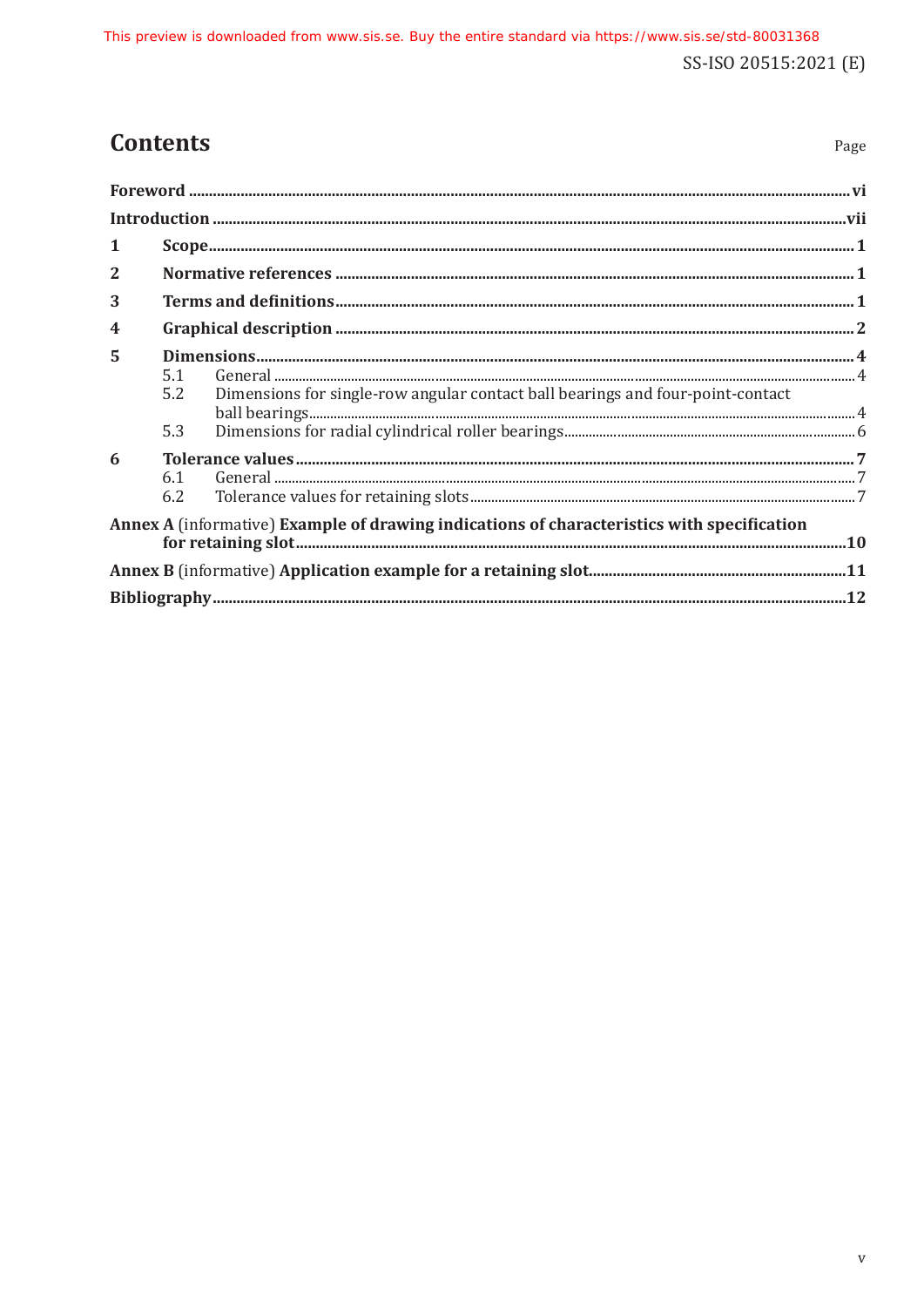# Contents

Page

Foreword .......... vi

Introduction .......... vii

1 Scope .......... 1

2 Normative references .......... 1

3 Terms and definitions .......... 1

4 Graphical description .......... 2

5 Dimensions .......... 4

- 5.1 General .......... 4
- 5.2 Dimensions for single-row angular contact ball bearings and four-point-contact ball bearings .......... 4
- 5.3 Dimensions for radial cylindrical roller bearings .......... 6

6 Tolerance values .......... 7

- 6.1 General .......... 7
- 6.2 Tolerance values for retaining slots .......... 7

Annex A (informative) Example of drawing indications of characteristics with specification for retaining slot .......... 10

Annex B (informative) Application example for a retaining slot .......... 11

Bibliography .......... 12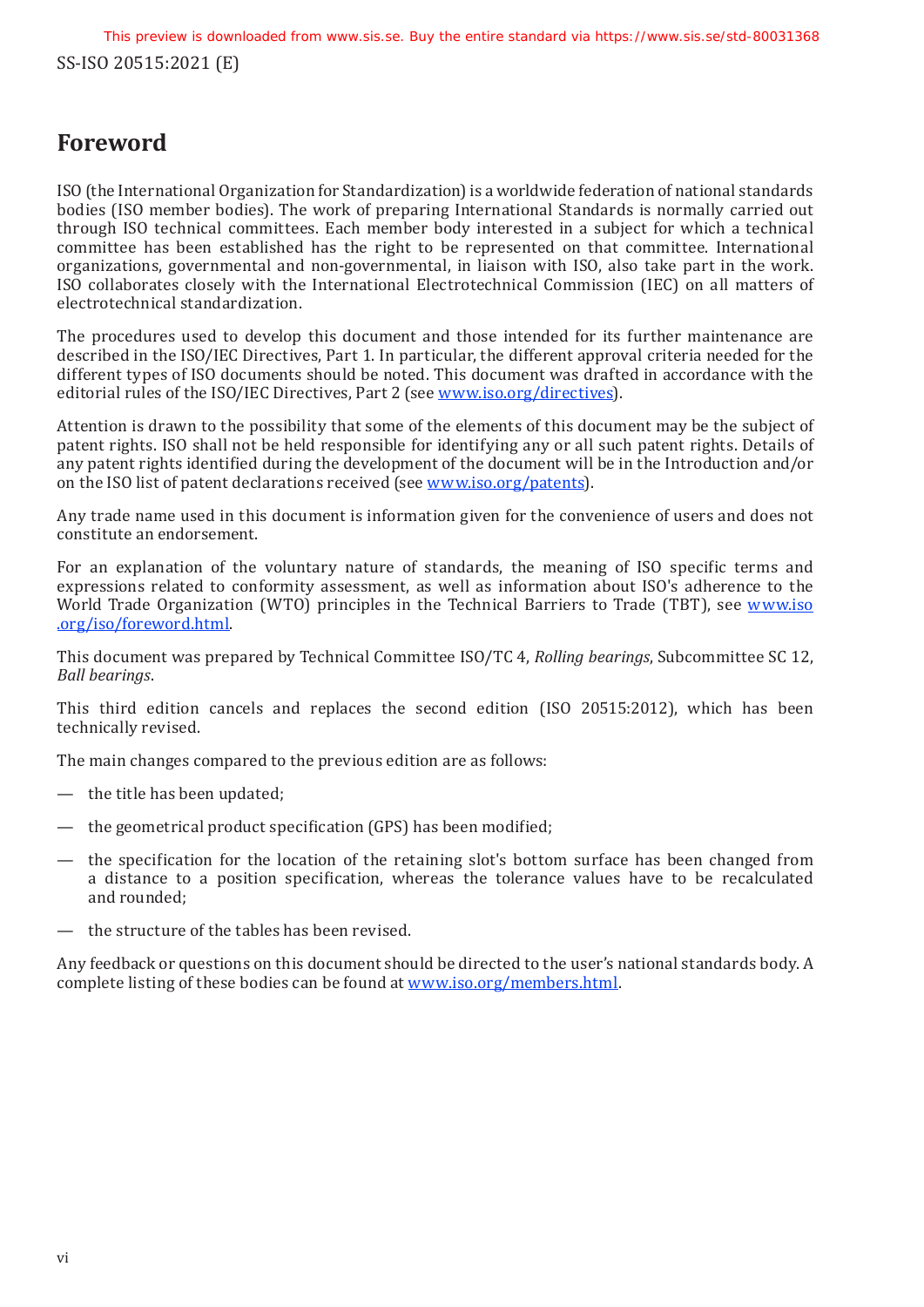# Foreword

ISO (the International Organization for Standardization) is a worldwide federation of national standards bodies (ISO member bodies). The work of preparing International Standards is normally carried out through ISO technical committees. Each member body interested in a subject for which a technical committee has been established has the right to be represented on that committee. International organizations, governmental and non-governmental, in liaison with ISO, also take part in the work. ISO collaborates closely with the International Electrotechnical Commission (IEC) on all matters of electrotechnical standardization.

The procedures used to develop this document and those intended for its further maintenance are described in the ISO/IEC Directives, Part 1. In particular, the different approval criteria needed for the different types of ISO documents should be noted. This document was drafted in accordance with the editorial rules of the ISO/IEC Directives, Part 2 (see www.iso.org/directives).

Attention is drawn to the possibility that some of the elements of this document may be the subject of patent rights. ISO shall not be held responsible for identifying any or all such patent rights. Details of any patent rights identified during the development of the document will be in the Introduction and/or on the ISO list of patent declarations received (see www.iso.org/patents).

Any trade name used in this document is information given for the convenience of users and does not constitute an endorsement.

For an explanation of the voluntary nature of standards, the meaning of ISO specific terms and expressions related to conformity assessment, as well as information about ISO's adherence to the World Trade Organization (WTO) principles in the Technical Barriers to Trade (TBT), see www.iso.org/iso/foreword.html.

This document was prepared by Technical Committee ISO/TC 4, *Rolling bearings*, Subcommittee SC 12, *Ball bearings*.

This third edition cancels and replaces the second edition (ISO 20515:2012), which has been technically revised.

The main changes compared to the previous edition are as follows:

— the title has been updated;

— the geometrical product specification (GPS) has been modified;

— the specification for the location of the retaining slot's bottom surface has been changed from a distance to a position specification, whereas the tolerance values have to be recalculated and rounded;

— the structure of the tables has been revised.

Any feedback or questions on this document should be directed to the user's national standards body. A complete listing of these bodies can be found at www.iso.org/members.html.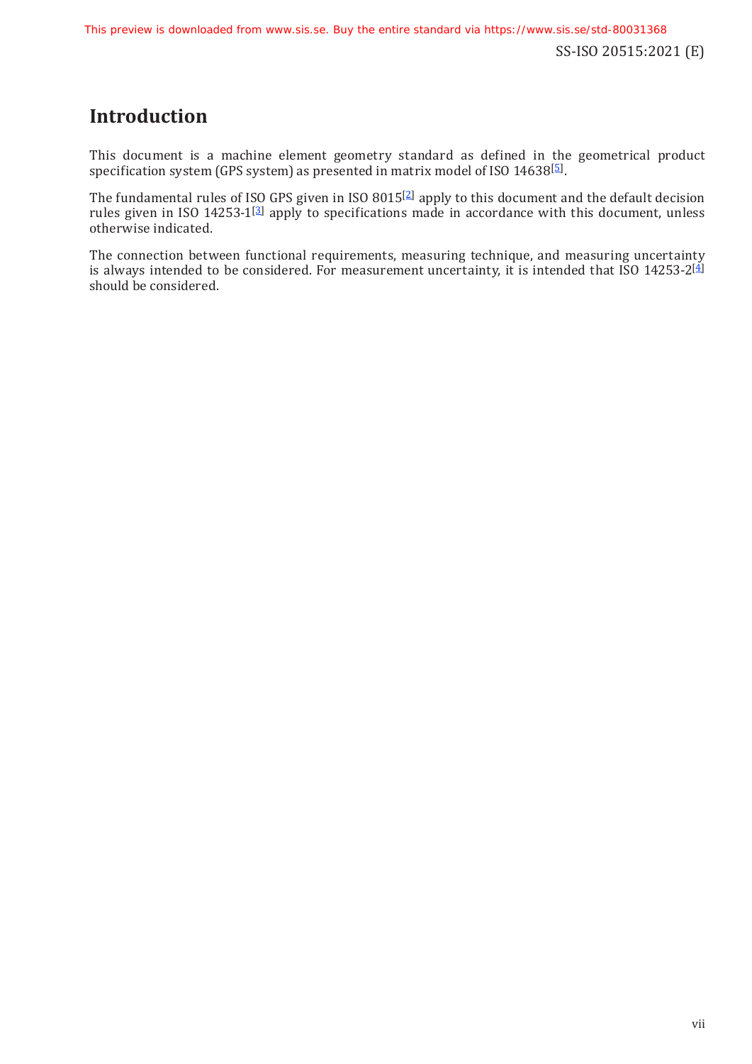# Introduction

This document is a machine element geometry standard as defined in the geometrical product specification system (GPS system) as presented in matrix model of ISO 14638[5].

The fundamental rules of ISO GPS given in ISO 8015[2] apply to this document and the default decision rules given in ISO 14253-1[3] apply to specifications made in accordance with this document, unless otherwise indicated.

The connection between functional requirements, measuring technique, and measuring uncertainty is always intended to be considered. For measurement uncertainty, it is intended that ISO 14253-2[4] should be considered.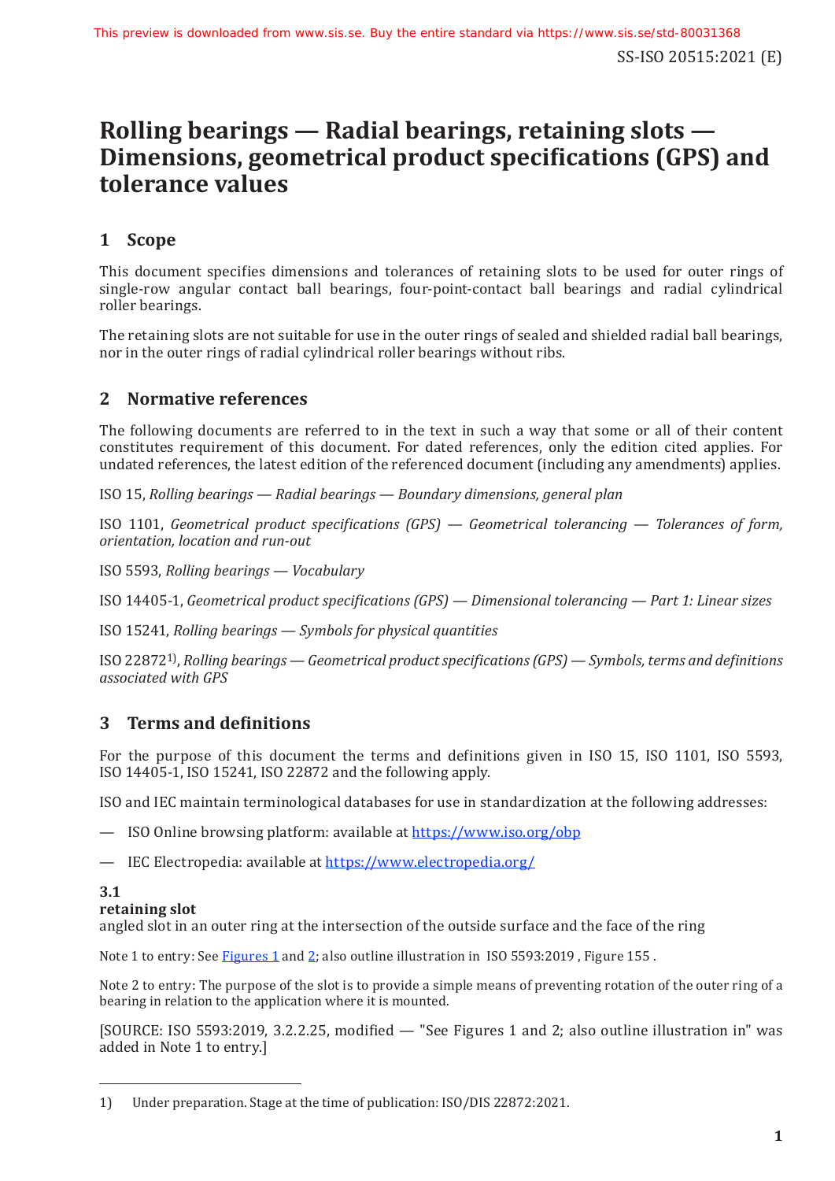# Rolling bearings — Radial bearings, retaining slots — Dimensions, geometrical product specifications (GPS) and tolerance values

## 1 Scope

This document specifies dimensions and tolerances of retaining slots to be used for outer rings of single-row angular contact ball bearings, four-point-contact ball bearings and radial cylindrical roller bearings.

The retaining slots are not suitable for use in the outer rings of sealed and shielded radial ball bearings, nor in the outer rings of radial cylindrical roller bearings without ribs.

## 2 Normative references

The following documents are referred to in the text in such a way that some or all of their content constitutes requirement of this document. For dated references, only the edition cited applies. For undated references, the latest edition of the referenced document (including any amendments) applies.

ISO 15, *Rolling bearings — Radial bearings — Boundary dimensions, general plan*

ISO 1101, *Geometrical product specifications (GPS) — Geometrical tolerancing — Tolerances of form, orientation, location and run-out*

ISO 5593, *Rolling bearings — Vocabulary*

ISO 14405-1, *Geometrical product specifications (GPS) — Dimensional tolerancing — Part 1: Linear sizes*

ISO 15241, *Rolling bearings — Symbols for physical quantities*

ISO 22872[1)], *Rolling bearings — Geometrical product specifications (GPS) — Symbols, terms and definitions associated with GPS*

## 3 Terms and definitions

For the purpose of this document the terms and definitions given in ISO 15, ISO 1101, ISO 5593, ISO 14405-1, ISO 15241, ISO 22872 and the following apply.

ISO and IEC maintain terminological databases for use in standardization at the following addresses:

— ISO Online browsing platform: available at https://www.iso.org/obp

— IEC Electropedia: available at https://www.electropedia.org/

**3.1**
**retaining slot**
angled slot in an outer ring at the intersection of the outside surface and the face of the ring

Note 1 to entry: See Figures 1 and 2; also outline illustration in ISO 5593:2019, Figure 155.

Note 2 to entry: The purpose of the slot is to provide a simple means of preventing rotation of the outer ring of a bearing in relation to the application where it is mounted.

[SOURCE: ISO 5593:2019, 3.2.2.25, modified — "See Figures 1 and 2; also outline illustration in" was added in Note 1 to entry.]

---

1) Under preparation. Stage at the time of publication: ISO/DIS 22872:2021.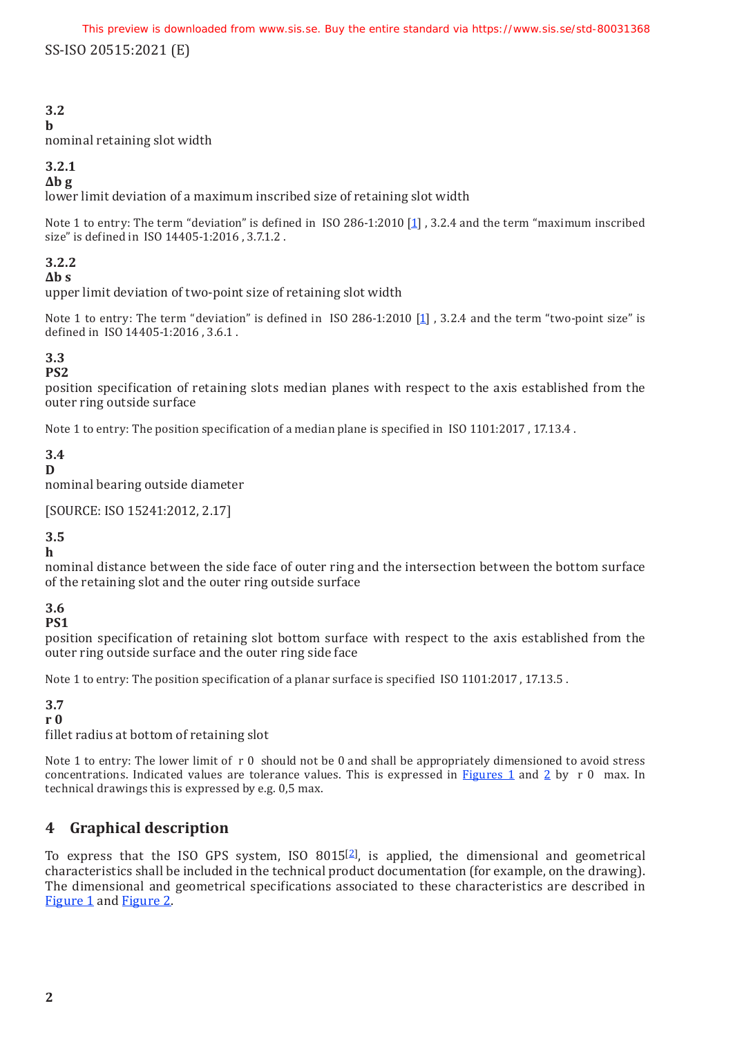### 3.2
**b**
nominal retaining slot width

### 3.2.1
**Δb g**
lower limit deviation of a maximum inscribed size of retaining slot width

Note 1 to entry: The term "deviation" is defined in ISO 286-1:2010 [1] , 3.2.4 and the term "maximum inscribed size" is defined in ISO 14405-1:2016 , 3.7.1.2 .

### 3.2.2
**Δb s**
upper limit deviation of two-point size of retaining slot width

Note 1 to entry: The term "deviation" is defined in ISO 286-1:2010 [1] , 3.2.4 and the term "two-point size" is defined in ISO 14405-1:2016 , 3.6.1 .

### 3.3
**PS2**
position specification of retaining slots median planes with respect to the axis established from the outer ring outside surface

Note 1 to entry: The position specification of a median plane is specified in ISO 1101:2017 , 17.13.4 .

### 3.4
**D**
nominal bearing outside diameter

[SOURCE: ISO 15241:2012, 2.17]

### 3.5
**h**
nominal distance between the side face of outer ring and the intersection between the bottom surface of the retaining slot and the outer ring outside surface

### 3.6
**PS1**
position specification of retaining slot bottom surface with respect to the axis established from the outer ring outside surface and the outer ring side face

Note 1 to entry: The position specification of a planar surface is specified ISO 1101:2017 , 17.13.5 .

### 3.7
**r 0**
fillet radius at bottom of retaining slot

Note 1 to entry: The lower limit of r 0 should not be 0 and shall be appropriately dimensioned to avoid stress concentrations. Indicated values are tolerance values. This is expressed in Figures 1 and 2 by r 0 max. In technical drawings this is expressed by e.g. 0,5 max.

## 4 Graphical description

To express that the ISO GPS system, ISO 8015[2], is applied, the dimensional and geometrical characteristics shall be included in the technical product documentation (for example, on the drawing). The dimensional and geometrical specifications associated to these characteristics are described in Figure 1 and Figure 2.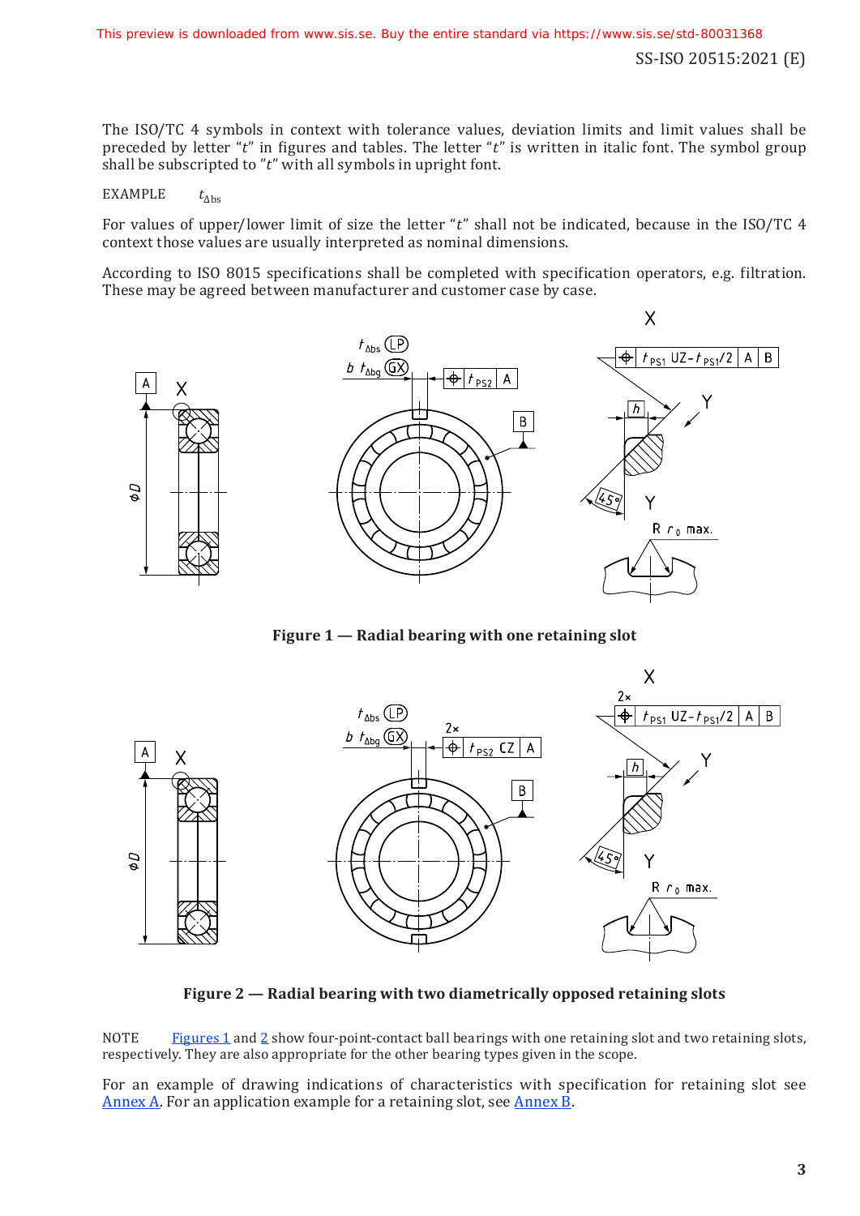The ISO/TC 4 symbols in context with tolerance values, deviation limits and limit values shall be preceded by letter "*t*" in figures and tables. The letter "*t*" is written in italic font. The symbol group shall be subscripted to "*t*" with all symbols in upright font.

EXAMPLE $t_{\Delta\mathrm{bs}}$

For values of upper/lower limit of size the letter "*t*" shall not be indicated, because in the ISO/TC 4 context those values are usually interpreted as nominal dimensions.

According to ISO 8015 specifications shall be completed with specification operators, e.g. filtration. These may be agreed between manufacturer and customer case by case.

**Figure 1 — Radial bearing with one retaining slot**

**Figure 2 — Radial bearing with two diametrically opposed retaining slots**

NOTE Figures 1 and 2 show four-point-contact ball bearings with one retaining slot and two retaining slots, respectively. They are also appropriate for the other bearing types given in the scope.

For an example of drawing indications of characteristics with specification for retaining slot see Annex A. For an application example for a retaining slot, see Annex B.